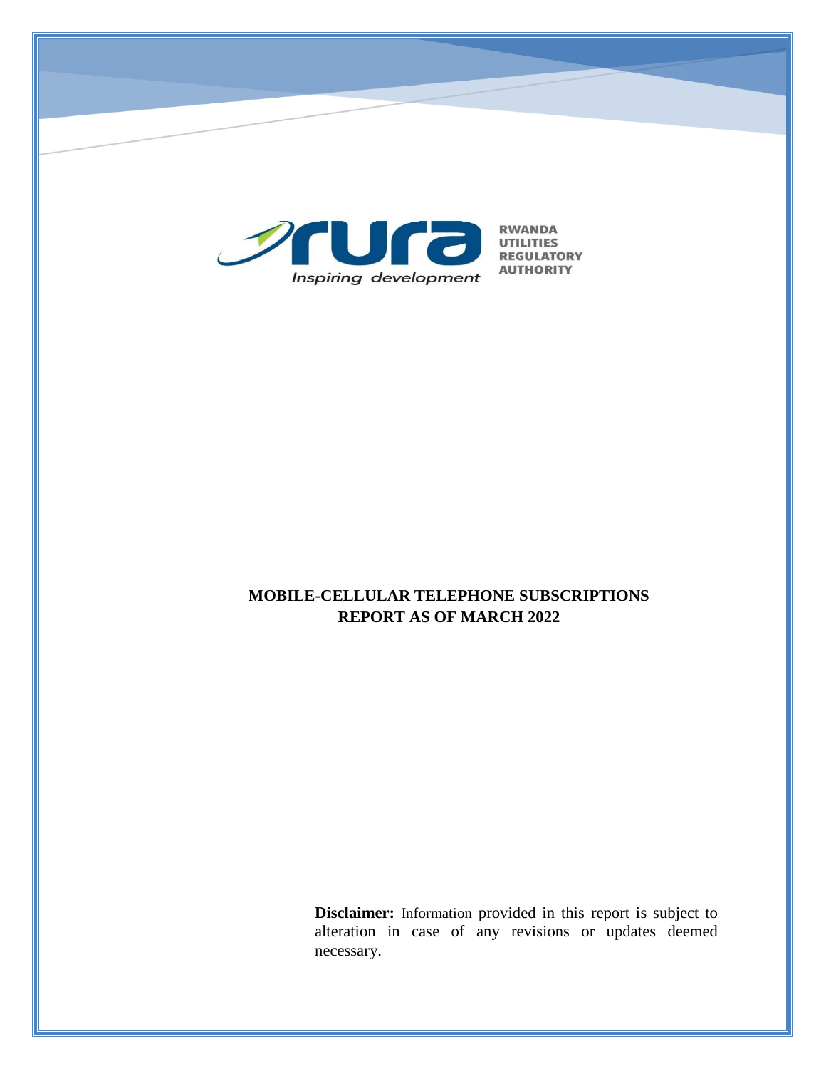RWANDA UTILITIES REGULATORY AUTHORITY

*Inspiring development*

# MOBILE-CELLULAR TELEPHONE SUBSCRIPTIONS REPORT AS OF MARCH 2022

**Disclaimer:** Information provided in this report is subject to alteration in case of any revisions or updates deemed necessary.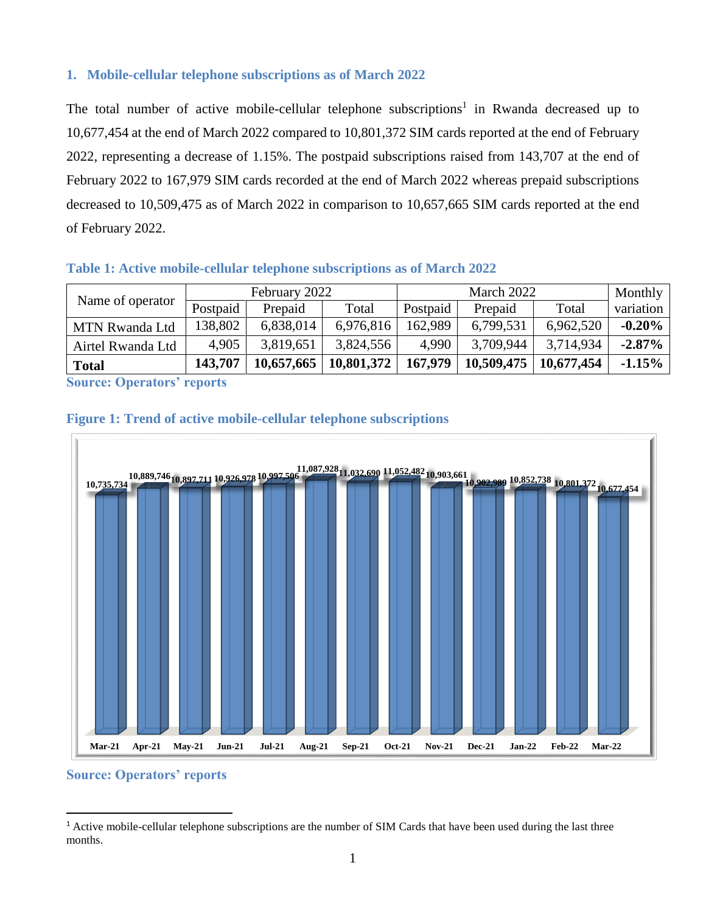## 1. Mobile-cellular telephone subscriptions as of March 2022

The total number of active mobile-cellular telephone subscriptions[1] in Rwanda decreased up to 10,677,454 at the end of March 2022 compared to 10,801,372 SIM cards reported at the end of February 2022, representing a decrease of 1.15%. The postpaid subscriptions raised from 143,707 at the end of February 2022 to 167,979 SIM cards recorded at the end of March 2022 whereas prepaid subscriptions decreased to 10,509,475 as of March 2022 in comparison to 10,657,665 SIM cards reported at the end of February 2022.

**Table 1: Active mobile-cellular telephone subscriptions as of March 2022**

| Name of operator | February 2022 | | | March 2022 | | | Monthly variation |
|---|---|---|---|---|---|---|---|
| | Postpaid | Prepaid | Total | Postpaid | Prepaid | Total | |
| MTN Rwanda Ltd | 138,802 | 6,838,014 | 6,976,816 | 162,989 | 6,799,531 | 6,962,520 | **-0.20%** |
| Airtel Rwanda Ltd | 4,905 | 3,819,651 | 3,824,556 | 4,990 | 3,709,944 | 3,714,934 | **-2.87%** |
| **Total** | **143,707** | **10,657,665** | **10,801,372** | **167,979** | **10,509,475** | **10,677,454** | **-1.15%** |

**Source: Operators' reports**

**Figure 1: Trend of active mobile-cellular telephone subscriptions**

| Month | Subscriptions |
|---|---|
| Mar-21 | 10,735,734 |
| Apr-21 | 10,889,746 |
| May-21 | 10,897,711 |
| Jun-21 | 10,926,978 |
| Jul-21 | 10,997,506 |
| Aug-21 | 11,087,928 |
| Sep-21 | 11,032,690 |
| Oct-21 | 11,052,482 |
| Nov-21 | 10,903,661 |
| Dec-21 | 10,902,989 |
| Jan-22 | 10,852,738 |
| Feb-22 | 10,801,372 |
| Mar-22 | 10,677,454 |

**Source: Operators' reports**

[1] Active mobile-cellular telephone subscriptions are the number of SIM Cards that have been used during the last three months.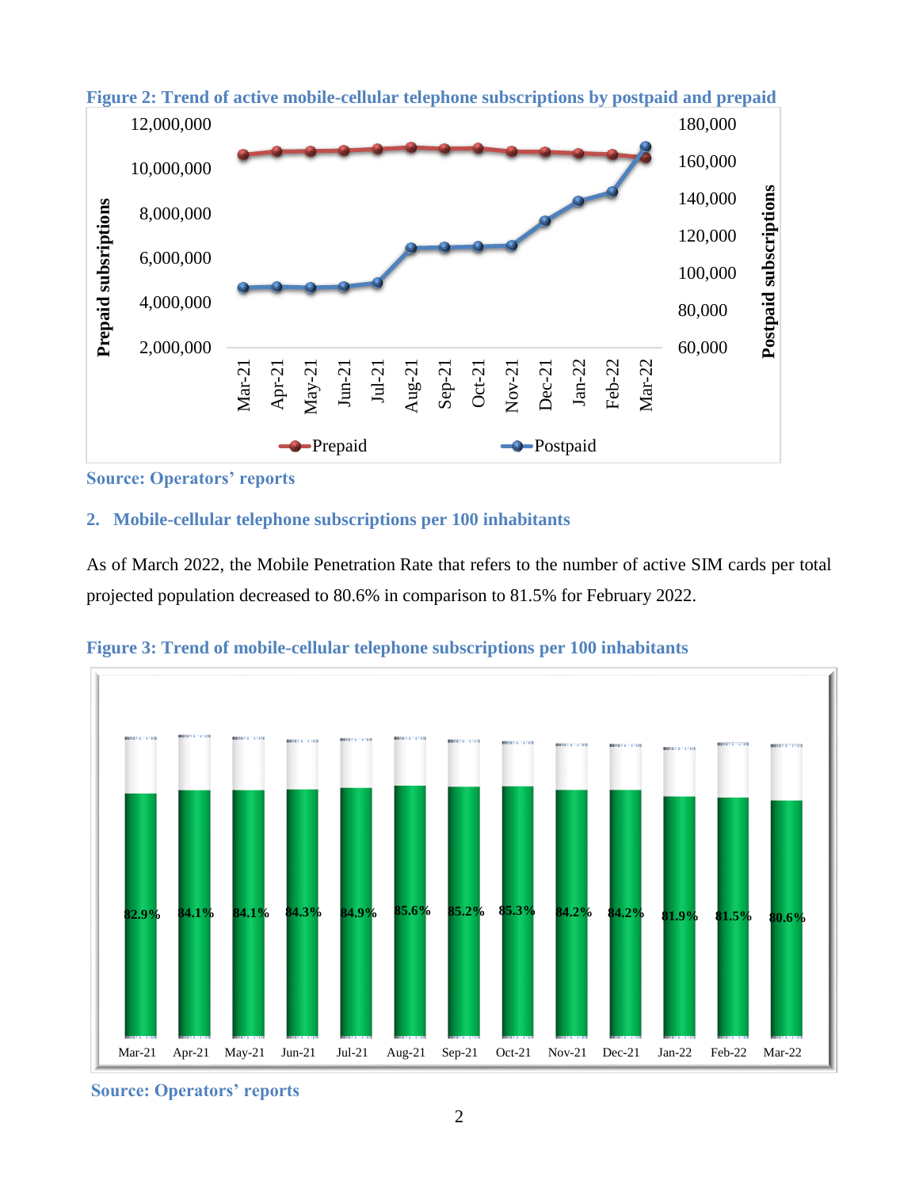**Figure 2: Trend of active mobile-cellular telephone subscriptions by postpaid and prepaid**

**Source: Operators' reports**

## 2. Mobile-cellular telephone subscriptions per 100 inhabitants

As of March 2022, the Mobile Penetration Rate that refers to the number of active SIM cards per total projected population decreased to 80.6% in comparison to 81.5% for February 2022.

**Figure 3: Trend of mobile-cellular telephone subscriptions per 100 inhabitants**

| Mar-21 | Apr-21 | May-21 | Jun-21 | Jul-21 | Aug-21 | Sep-21 | Oct-21 | Nov-21 | Dec-21 | Jan-22 | Feb-22 | Mar-22 |
|---|---|---|---|---|---|---|---|---|---|---|---|---|
| 82.9% | 84.1% | 84.1% | 84.3% | 84.9% | 85.6% | 85.2% | 85.3% | 84.2% | 84.2% | 81.9% | 81.5% | 80.6% |

**Source: Operators' reports**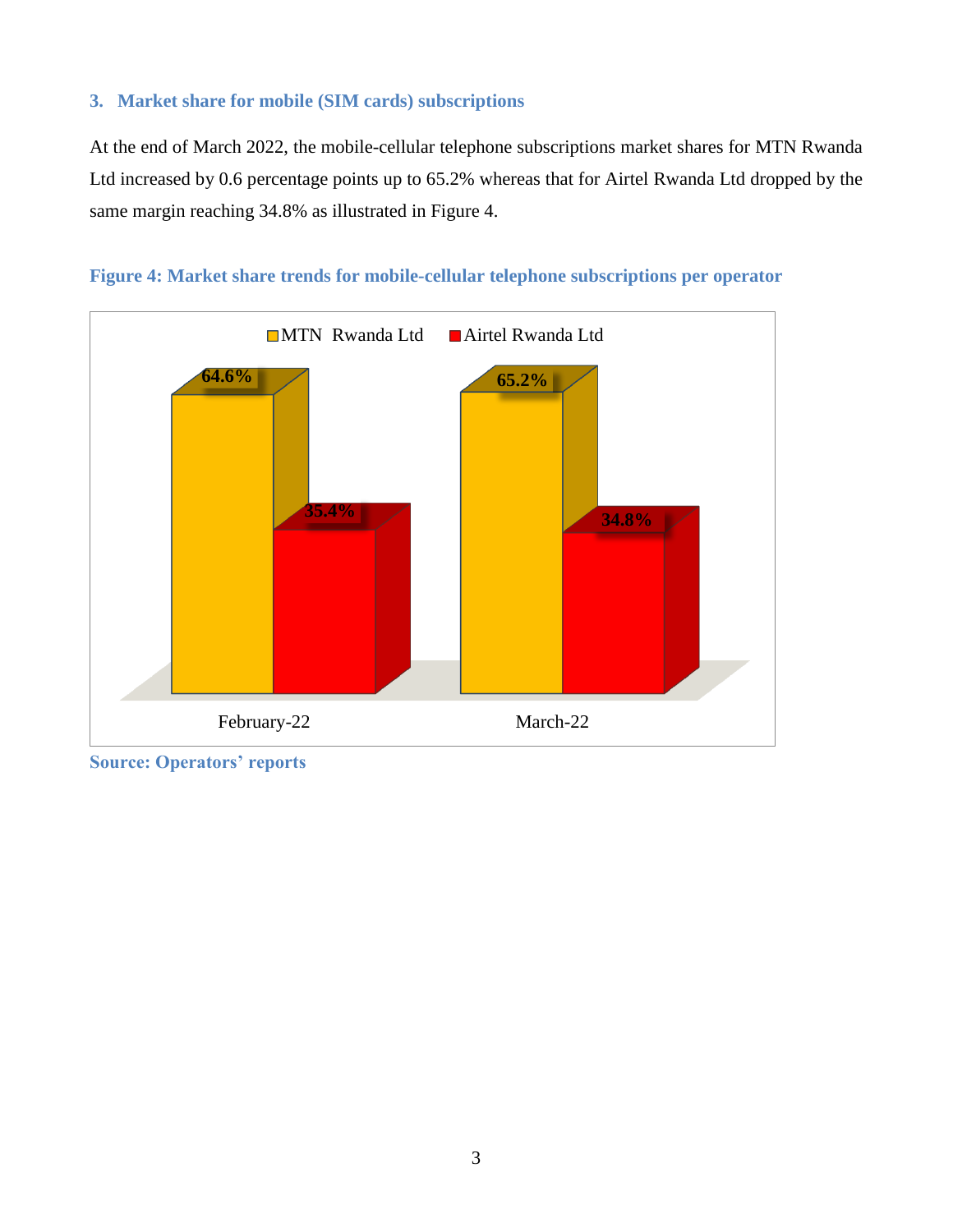## 3. Market share for mobile (SIM cards) subscriptions

At the end of March 2022, the mobile-cellular telephone subscriptions market shares for MTN Rwanda Ltd increased by 0.6 percentage points up to 65.2% whereas that for Airtel Rwanda Ltd dropped by the same margin reaching 34.8% as illustrated in Figure 4.

**Figure 4: Market share trends for mobile-cellular telephone subscriptions per operator**

MTN Rwanda Ltd
Airtel Rwanda Ltd

64.6%
35.4%
65.2%
34.8%

February-22
March-22

**Source: Operators' reports**